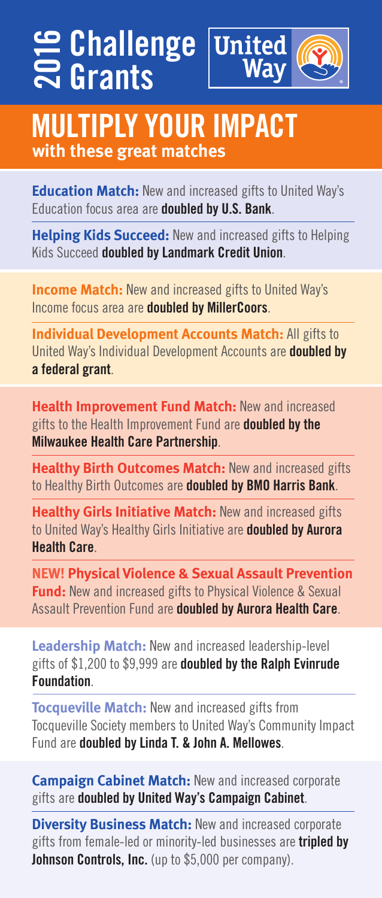# 2016 Challenge Grants

United Way

## MULTIPLY YOUR IMPACT

**with these great matches**

**Education Match:** New and increased gifts to United Way's Education focus area are **doubled by U.S. Bank**.

**Helping Kids Succeed:** New and increased gifts to Helping Kids Succeed **doubled by Landmark Credit Union**.

**Income Match:** New and increased gifts to United Way's Income focus area are **doubled by MillerCoors**.

**Individual Development Accounts Match:** All gifts to United Way's Individual Development Accounts are **doubled by a federal grant**.

**Health Improvement Fund Match:** New and increased gifts to the Health Improvement Fund are **doubled by the Milwaukee Health Care Partnership**.

**Healthy Birth Outcomes Match:** New and increased gifts to Healthy Birth Outcomes are **doubled by BMO Harris Bank**.

**Healthy Girls Initiative Match:** New and increased gifts to United Way's Healthy Girls Initiative are **doubled by Aurora Health Care**.

**NEW! Physical Violence & Sexual Assault Prevention Fund:** New and increased gifts to Physical Violence & Sexual Assault Prevention Fund are **doubled by Aurora Health Care**.

**Leadership Match:** New and increased leadership-level gifts of $1,200 to $9,999 are **doubled by the Ralph Evinrude Foundation**.

**Tocqueville Match:** New and increased gifts from Tocqueville Society members to United Way's Community Impact Fund are **doubled by Linda T. & John A. Mellowes**.

**Campaign Cabinet Match:** New and increased corporate gifts are **doubled by United Way's Campaign Cabinet**.

**Diversity Business Match:** New and increased corporate gifts from female-led or minority-led businesses are **tripled by Johnson Controls, Inc.** (up to $5,000 per company).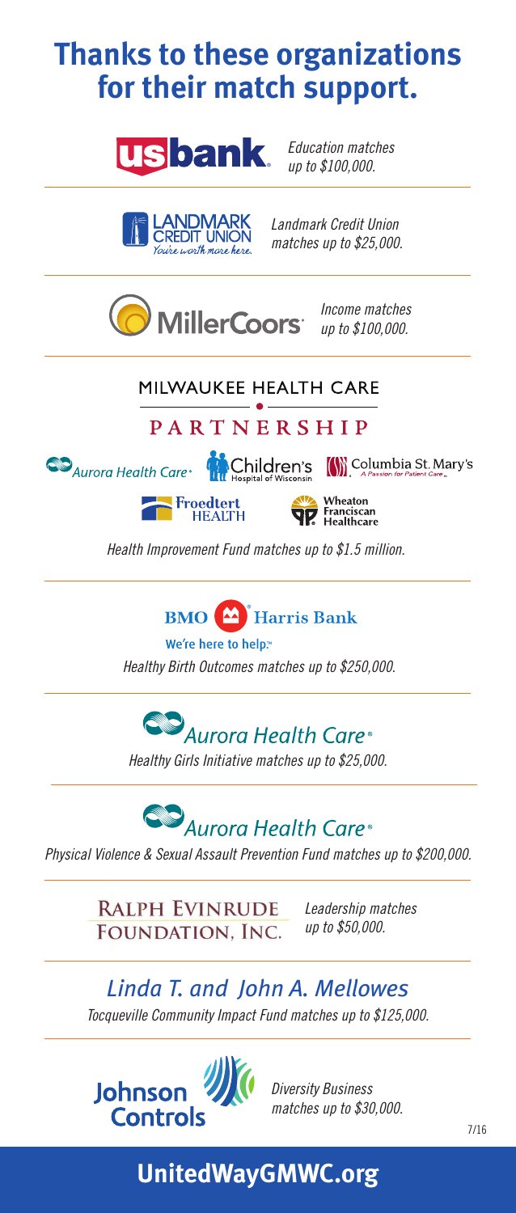# Thanks to these organizations for their match support.

usbank

*Education matches up to $100,000.*

---

LANDMARK CREDIT UNION
*You're worth more here.*

*Landmark Credit Union matches up to $25,000.*

---

MillerCoors

*Income matches up to $100,000.*

---

MILWAUKEE HEALTH CARE

PARTNERSHIP

Aurora Health Care · Children's Hospital of Wisconsin · Columbia St. Mary's *A Passion for Patient Care* · Froedtert HEALTH · Wheaton Franciscan Healthcare

*Health Improvement Fund matches up to $1.5 million.*

---

BMO Harris Bank
We're here to help.

*Healthy Birth Outcomes matches up to $250,000.*

---

Aurora Health Care

*Healthy Girls Initiative matches up to $25,000.*

---

Aurora Health Care

*Physical Violence & Sexual Assault Prevention Fund matches up to $200,000.*

---

RALPH EVINRUDE FOUNDATION, INC.

*Leadership matches up to $50,000.*

---

*Linda T. and John A. Mellowes*

*Tocqueville Community Impact Fund matches up to $125,000.*

---

Johnson Controls

*Diversity Business matches up to $30,000.*

7/16

**UnitedWayGMWC.org**